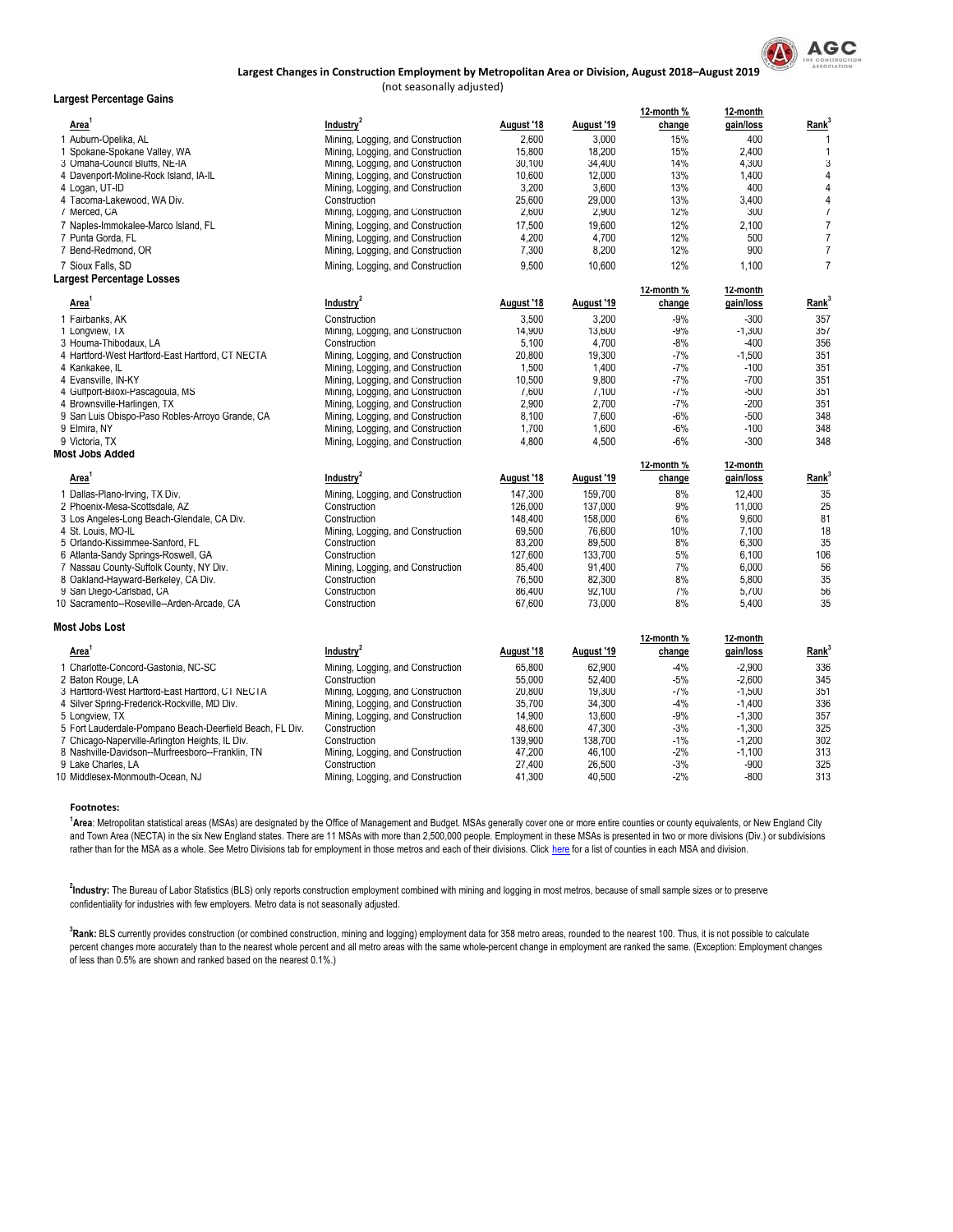# Largest Changes in Construction Employment by Metropolitan Area or Division, August 2018–August 2019

(not seasonally adjusted)

### Largest Percentage Gains

| | Area[1] | Industry[2] | August '18 | August '19 | 12-month % change | 12-month gain/loss | Rank[3] |
|---|---|---|---|---|---|---|---|
| 1 | Auburn-Opelika, AL | Mining, Logging, and Construction | 2,600 | 3,000 | 15% | 400 | 1 |
| 1 | Spokane-Spokane Valley, WA | Mining, Logging, and Construction | 15,800 | 18,200 | 15% | 2,400 | 1 |
| 3 | Omaha-Council Bluffs, NE-IA | Mining, Logging, and Construction | 30,100 | 34,400 | 14% | 4,300 | 3 |
| 4 | Davenport-Moline-Rock Island, IA-IL | Mining, Logging, and Construction | 10,600 | 12,000 | 13% | 1,400 | 4 |
| 4 | Logan, UT-ID | Mining, Logging, and Construction | 3,200 | 3,600 | 13% | 400 | 4 |
| 4 | Tacoma-Lakewood, WA Div. | Construction | 25,600 | 29,000 | 13% | 3,400 | 4 |
| 7 | Merced, CA | Mining, Logging, and Construction | 2,600 | 2,900 | 12% | 300 | 7 |
| 7 | Naples-Immokalee-Marco Island, FL | Mining, Logging, and Construction | 17,500 | 19,600 | 12% | 2,100 | 7 |
| 7 | Punta Gorda, FL | Mining, Logging, and Construction | 4,200 | 4,700 | 12% | 500 | 7 |
| 7 | Bend-Redmond, OR | Mining, Logging, and Construction | 7,300 | 8,200 | 12% | 900 | 7 |
| 7 | Sioux Falls, SD | Mining, Logging, and Construction | 9,500 | 10,600 | 12% | 1,100 | 7 |

### Largest Percentage Losses

| | Area[1] | Industry[2] | August '18 | August '19 | 12-month % change | 12-month gain/loss | Rank[3] |
|---|---|---|---|---|---|---|---|
| 1 | Fairbanks, AK | Construction | 3,500 | 3,200 | -9% | -300 | 357 |
| 1 | Longview, TX | Mining, Logging, and Construction | 14,900 | 13,600 | -9% | -1,300 | 357 |
| 3 | Houma-Thibodaux, LA | Construction | 5,100 | 4,700 | -8% | -400 | 356 |
| 4 | Hartford-West Hartford-East Hartford, CT NECTA | Mining, Logging, and Construction | 20,800 | 19,300 | -7% | -1,500 | 351 |
| 4 | Kankakee, IL | Mining, Logging, and Construction | 1,500 | 1,400 | -7% | -100 | 351 |
| 4 | Evansville, IN-KY | Mining, Logging, and Construction | 10,500 | 9,800 | -7% | -700 | 351 |
| 4 | Gulfport-Biloxi-Pascagoula, MS | Mining, Logging, and Construction | 7,600 | 7,100 | -7% | -500 | 351 |
| 4 | Brownsville-Harlingen, TX | Mining, Logging, and Construction | 2,900 | 2,700 | -7% | -200 | 351 |
| 9 | San Luis Obispo-Paso Robles-Arroyo Grande, CA | Mining, Logging, and Construction | 8,100 | 7,600 | -6% | -500 | 348 |
| 9 | Elmira, NY | Mining, Logging, and Construction | 1,700 | 1,600 | -6% | -100 | 348 |
| 9 | Victoria, TX | Mining, Logging, and Construction | 4,800 | 4,500 | -6% | -300 | 348 |

### Most Jobs Added

| | Area[1] | Industry[2] | August '18 | August '19 | 12-month % change | 12-month gain/loss | Rank[3] |
|---|---|---|---|---|---|---|---|
| 1 | Dallas-Plano-Irving, TX Div. | Mining, Logging, and Construction | 147,300 | 159,700 | 8% | 12,400 | 35 |
| 2 | Phoenix-Mesa-Scottsdale, AZ | Construction | 126,000 | 137,000 | 9% | 11,000 | 25 |
| 3 | Los Angeles-Long Beach-Glendale, CA Div. | Construction | 148,400 | 158,000 | 6% | 9,600 | 81 |
| 4 | St. Louis, MO-IL | Mining, Logging, and Construction | 69,500 | 76,600 | 10% | 7,100 | 18 |
| 5 | Orlando-Kissimmee-Sanford, FL | Construction | 83,200 | 89,500 | 8% | 6,300 | 35 |
| 6 | Atlanta-Sandy Springs-Roswell, GA | Construction | 127,600 | 133,700 | 5% | 6,100 | 106 |
| 7 | Nassau County-Suffolk County, NY Div. | Mining, Logging, and Construction | 85,400 | 91,400 | 7% | 6,000 | 56 |
| 8 | Oakland-Hayward-Berkeley, CA Div. | Construction | 76,500 | 82,300 | 8% | 5,800 | 35 |
| 9 | San Diego-Carlsbad, CA | Construction | 86,400 | 92,100 | 7% | 5,700 | 56 |
| 10 | Sacramento--Roseville--Arden-Arcade, CA | Construction | 67,600 | 73,000 | 8% | 5,400 | 35 |

### Most Jobs Lost

| | Area[1] | Industry[2] | August '18 | August '19 | 12-month % change | 12-month gain/loss | Rank[3] |
|---|---|---|---|---|---|---|---|
| 1 | Charlotte-Concord-Gastonia, NC-SC | Mining, Logging, and Construction | 65,800 | 62,900 | -4% | -2,900 | 336 |
| 2 | Baton Rouge, LA | Construction | 55,000 | 52,400 | -5% | -2,600 | 345 |
| 3 | Hartford-West Hartford-East Hartford, CT NECTA | Mining, Logging, and Construction | 20,800 | 19,300 | -7% | -1,500 | 351 |
| 4 | Silver Spring-Frederick-Rockville, MD Div. | Mining, Logging, and Construction | 35,700 | 34,300 | -4% | -1,400 | 336 |
| 5 | Longview, TX | Mining, Logging, and Construction | 14,900 | 13,600 | -9% | -1,300 | 357 |
| 5 | Fort Lauderdale-Pompano Beach-Deerfield Beach, FL Div. | Construction | 48,600 | 47,300 | -3% | -1,300 | 325 |
| 7 | Chicago-Naperville-Arlington Heights, IL Div. | Construction | 139,900 | 138,700 | -1% | -1,200 | 302 |
| 8 | Nashville-Davidson--Murfreesboro--Franklin, TN | Mining, Logging, and Construction | 47,200 | 46,100 | -2% | -1,100 | 313 |
| 9 | Lake Charles, LA | Construction | 27,400 | 26,500 | -3% | -900 | 325 |
| 10 | Middlesex-Monmouth-Ocean, NJ | Mining, Logging, and Construction | 41,300 | 40,500 | -2% | -800 | 313 |

**Footnotes:**

[1] **Area**: Metropolitan statistical areas (MSAs) are designated by the Office of Management and Budget. MSAs generally cover one or more entire counties or county equivalents, or New England City and Town Area (NECTA) in the six New England states. There are 11 MSAs with more than 2,500,000 people. Employment in these MSAs is presented in two or more divisions (Div.) or subdivisions rather than for the MSA as a whole. See Metro Divisions tab for employment in those metros and each of their divisions. Click here for a list of counties in each MSA and division.

[2] **Industry:** The Bureau of Labor Statistics (BLS) only reports construction employment combined with mining and logging in most metros, because of small sample sizes or to preserve confidentiality for industries with few employers. Metro data is not seasonally adjusted.

[3] **Rank:** BLS currently provides construction (or combined construction, mining and logging) employment data for 358 metro areas, rounded to the nearest 100. Thus, it is not possible to calculate percent changes more accurately than to the nearest whole percent and all metro areas with the same whole-percent change in employment are ranked the same. (Exception: Employment changes of less than 0.5% are shown and ranked based on the nearest 0.1%.)